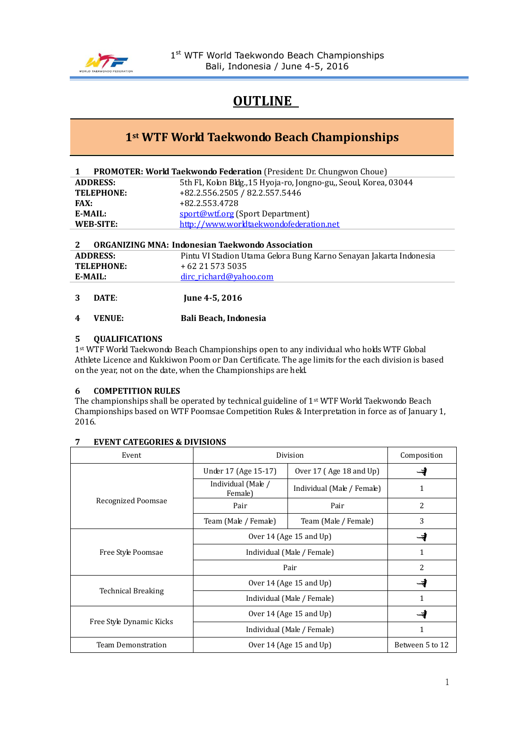# OUTLINE

## 1st WTF World Taekwondo Beach Championships

**1 PROMOTER: World Taekwondo Federation** (President: Dr. Chungwon Choue)

| | |
|---|---|
| **ADDRESS:** | 5th Fl., Kolon Bldg., 15 Hyoja-ro, Jongno-gu,, Seoul, Korea, 03044 |
| **TELEPHONE:** | +82.2.556.2505 / 82.2.557.5446 |
| **FAX:** | +82.2.553.4728 |
| **E-MAIL:** | sport@wtf.org (Sport Department) |
| **WEB-SITE:** | http://www.worldtaekwondofederation.net |

**2 ORGANIZING MNA: Indonesian Taekwondo Association**

| | |
|---|---|
| **ADDRESS:** | Pintu VI Stadion Utama Gelora Bung Karno Senayan Jakarta Indonesia |
| **TELEPHONE:** | + 62 21 573 5035 |
| **E-MAIL:** | dirc_richard@yahoo.com |

**3 DATE:** **June 4-5, 2016**

**4 VENUE:** **Bali Beach, Indonesia**

**5 QUALIFICATIONS**

1st WTF World Taekwondo Beach Championships open to any individual who holds WTF Global Athlete Licence and Kukkiwon Poom or Dan Certificate. The age limits for the each division is based on the year, not on the date, when the Championships are held.

**6 COMPETITION RULES**

The championships shall be operated by technical guideline of 1st WTF World Taekwondo Beach Championships based on WTF Poomsae Competition Rules & Interpretation in force as of January 1, 2016.

**7 EVENT CATEGORIES & DIVISIONS**

| Event | Division | | Composition |
|---|---|---|---|
| Recognized Poomsae | Under 17 (Age 15-17) | Over 17 ( Age 18 and Up) | |
| | Individual (Male / Female) | Individual (Male / Female) | 1 |
| | Pair | Pair | 2 |
| | Team (Male / Female) | Team (Male / Female) | 3 |
| Free Style Poomsae | Over 14 (Age 15 and Up) | | |
| | Individual (Male / Female) | | 1 |
| | Pair | | 2 |
| Technical Breaking | Over 14 (Age 15 and Up) | | |
| | Individual (Male / Female) | | 1 |
| Free Style Dynamic Kicks | Over 14 (Age 15 and Up) | | |
| | Individual (Male / Female) | | 1 |
| Team Demonstration | Over 14 (Age 15 and Up) | | Between 5 to 12 |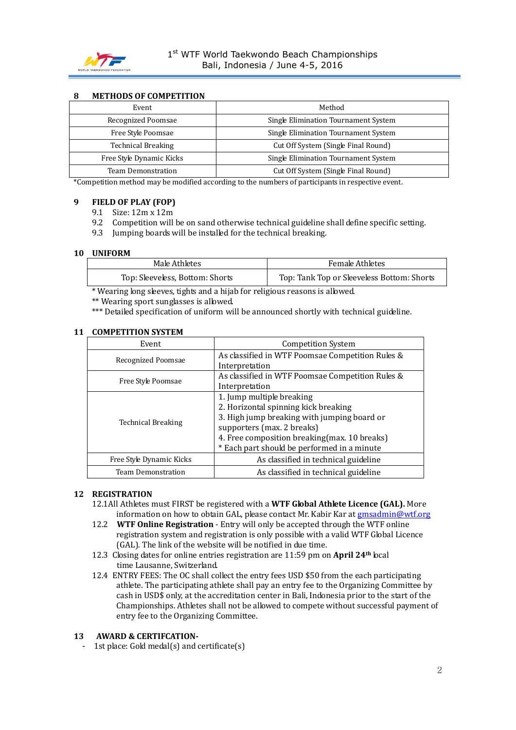## 8 METHODS OF COMPETITION

| Event | Method |
|---|---|
| Recognized Poomsae | Single Elimination Tournament System |
| Free Style Poomsae | Single Elimination Tournament System |
| Technical Breaking | Cut Off System (Single Final Round) |
| Free Style Dynamic Kicks | Single Elimination Tournament System |
| Team Demonstration | Cut Off System (Single Final Round) |

*Competition method may be modified according to the numbers of participants in respective event.

## 9 FIELD OF PLAY (FOP)

9.1 Size: 12m x 12m
9.2 Competition will be on sand otherwise technical guideline shall define specific setting.
9.3 Jumping boards will be installed for the technical breaking.

## 10 UNIFORM

| Male Athletes | Female Athletes |
|---|---|
| Top: Sleeveless, Bottom: Shorts | Top: Tank Top or Sleeveless Bottom: Shorts |

* Wearing long sleeves, tights and a hijab for religious reasons is allowed.
** Wearing sport sunglasses is allowed.
*** Detailed specification of uniform will be announced shortly with technical guideline.

## 11 COMPETITION SYSTEM

| Event | Competition System |
|---|---|
| Recognized Poomsae | As classified in WTF Poomsae Competition Rules & Interpretation |
| Free Style Poomsae | As classified in WTF Poomsae Competition Rules & Interpretation |
| Technical Breaking | 1. Jump multiple breaking<br>2. Horizontal spinning kick breaking<br>3. High jump breaking with jumping board or supporters (max. 2 breaks)<br>4. Free composition breaking(max. 10 breaks)<br>* Each part should be performed in a minute |
| Free Style Dynamic Kicks | As classified in technical guideline |
| Team Demonstration | As classified in technical guideline |

## 12 REGISTRATION

12.1 All Athletes must FIRST be registered with a **WTF Global Athlete Licence (GAL).** More information on how to obtain GAL, please contact Mr. Kabir Kar at gmsadmin@wtf.org

12.2 **WTF Online Registration** - Entry will only be accepted through the WTF online registration system and registration is only possible with a valid WTF Global Licence (GAL). The link of the website will be notified in due time.

12.3 Closing dates for online entries registration are 11:59 pm on **April 24th** local time Lausanne, Switzerland.

12.4 ENTRY FEES: The OC shall collect the entry fees USD $50 from the each participating athlete. The participating athlete shall pay an entry fee to the Organizing Committee by cash in USD$ only, at the accreditation center in Bali, Indonesia prior to the start of the Championships. Athletes shall not be allowed to compete without successful payment of entry fee to the Organizing Committee.

## 13 AWARD & CERTIFCATION-

- 1st place: Gold medal(s) and certificate(s)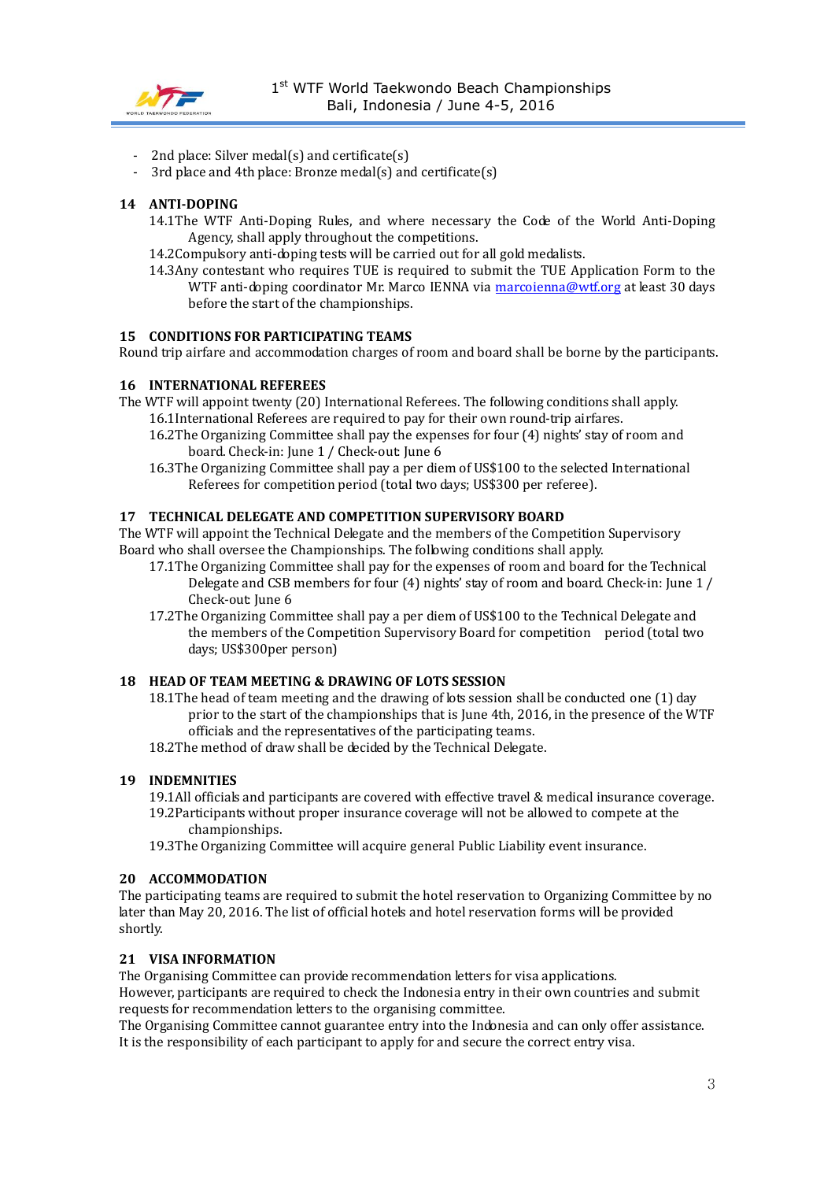- 2nd place: Silver medal(s) and certificate(s)
- 3rd place and 4th place: Bronze medal(s) and certificate(s)

### 14 ANTI-DOPING

14.1 The WTF Anti-Doping Rules, and where necessary the Code of the World Anti-Doping Agency, shall apply throughout the competitions.

14.2 Compulsory anti-doping tests will be carried out for all gold medalists.

14.3 Any contestant who requires TUE is required to submit the TUE Application Form to the WTF anti-doping coordinator Mr. Marco IENNA via marcoienna@wtf.org at least 30 days before the start of the championships.

### 15 CONDITIONS FOR PARTICIPATING TEAMS

Round trip airfare and accommodation charges of room and board shall be borne by the participants.

### 16 INTERNATIONAL REFEREES

The WTF will appoint twenty (20) International Referees. The following conditions shall apply.

16.1 International Referees are required to pay for their own round-trip airfares.

16.2 The Organizing Committee shall pay the expenses for four (4) nights' stay of room and board. Check-in: June 1 / Check-out: June 6

16.3 The Organizing Committee shall pay a per diem of US$100 to the selected International Referees for competition period (total two days; US$300 per referee).

### 17 TECHNICAL DELEGATE AND COMPETITION SUPERVISORY BOARD

The WTF will appoint the Technical Delegate and the members of the Competition Supervisory Board who shall oversee the Championships. The following conditions shall apply.

17.1 The Organizing Committee shall pay for the expenses of room and board for the Technical Delegate and CSB members for four (4) nights' stay of room and board. Check-in: June 1 / Check-out: June 6

17.2 The Organizing Committee shall pay a per diem of US$100 to the Technical Delegate and the members of the Competition Supervisory Board for competition period (total two days; US$300per person)

### 18 HEAD OF TEAM MEETING & DRAWING OF LOTS SESSION

18.1 The head of team meeting and the drawing of lots session shall be conducted one (1) day prior to the start of the championships that is June 4th, 2016, in the presence of the WTF officials and the representatives of the participating teams.

18.2 The method of draw shall be decided by the Technical Delegate.

### 19 INDEMNITIES

19.1 All officials and participants are covered with effective travel & medical insurance coverage.

19.2 Participants without proper insurance coverage will not be allowed to compete at the championships.

19.3 The Organizing Committee will acquire general Public Liability event insurance.

### 20 ACCOMMODATION

The participating teams are required to submit the hotel reservation to Organizing Committee by no later than May 20, 2016. The list of official hotels and hotel reservation forms will be provided shortly.

### 21 VISA INFORMATION

The Organising Committee can provide recommendation letters for visa applications.
However, participants are required to check the Indonesia entry in their own countries and submit requests for recommendation letters to the organising committee.
The Organising Committee cannot guarantee entry into the Indonesia and can only offer assistance.
It is the responsibility of each participant to apply for and secure the correct entry visa.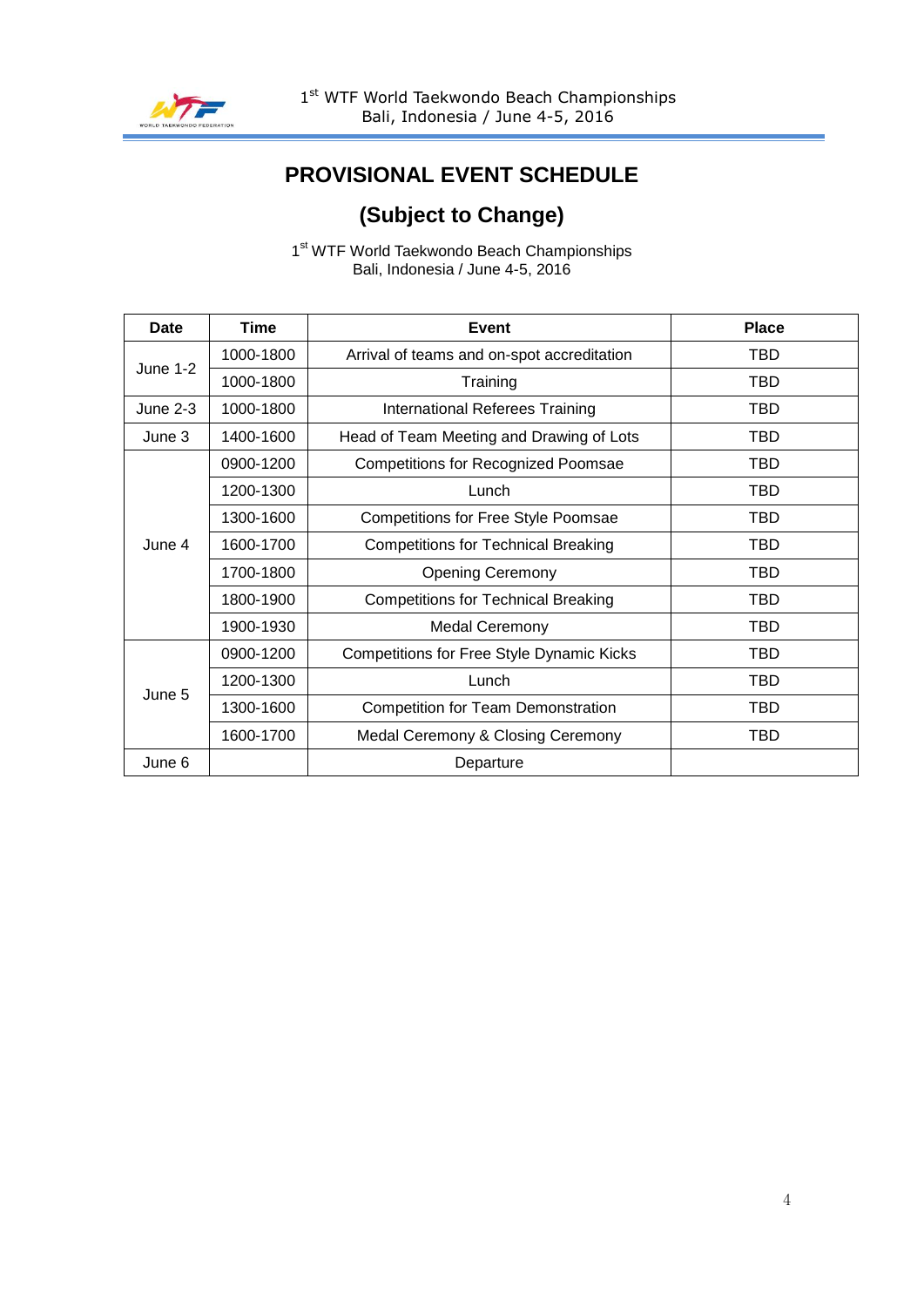# PROVISIONAL EVENT SCHEDULE

## (Subject to Change)

1st WTF World Taekwondo Beach Championships
Bali, Indonesia / June 4-5, 2016

| Date | Time | Event | Place |
|---|---|---|---|
| June 1-2 | 1000-1800 | Arrival of teams and on-spot accreditation | TBD |
| | 1000-1800 | Training | TBD |
| June 2-3 | 1000-1800 | International Referees Training | TBD |
| June 3 | 1400-1600 | Head of Team Meeting and Drawing of Lots | TBD |
| June 4 | 0900-1200 | Competitions for Recognized Poomsae | TBD |
| | 1200-1300 | Lunch | TBD |
| | 1300-1600 | Competitions for Free Style Poomsae | TBD |
| | 1600-1700 | Competitions for Technical Breaking | TBD |
| | 1700-1800 | Opening Ceremony | TBD |
| | 1800-1900 | Competitions for Technical Breaking | TBD |
| | 1900-1930 | Medal Ceremony | TBD |
| June 5 | 0900-1200 | Competitions for Free Style Dynamic Kicks | TBD |
| | 1200-1300 | Lunch | TBD |
| | 1300-1600 | Competition for Team Demonstration | TBD |
| | 1600-1700 | Medal Ceremony & Closing Ceremony | TBD |
| June 6 | | Departure | |